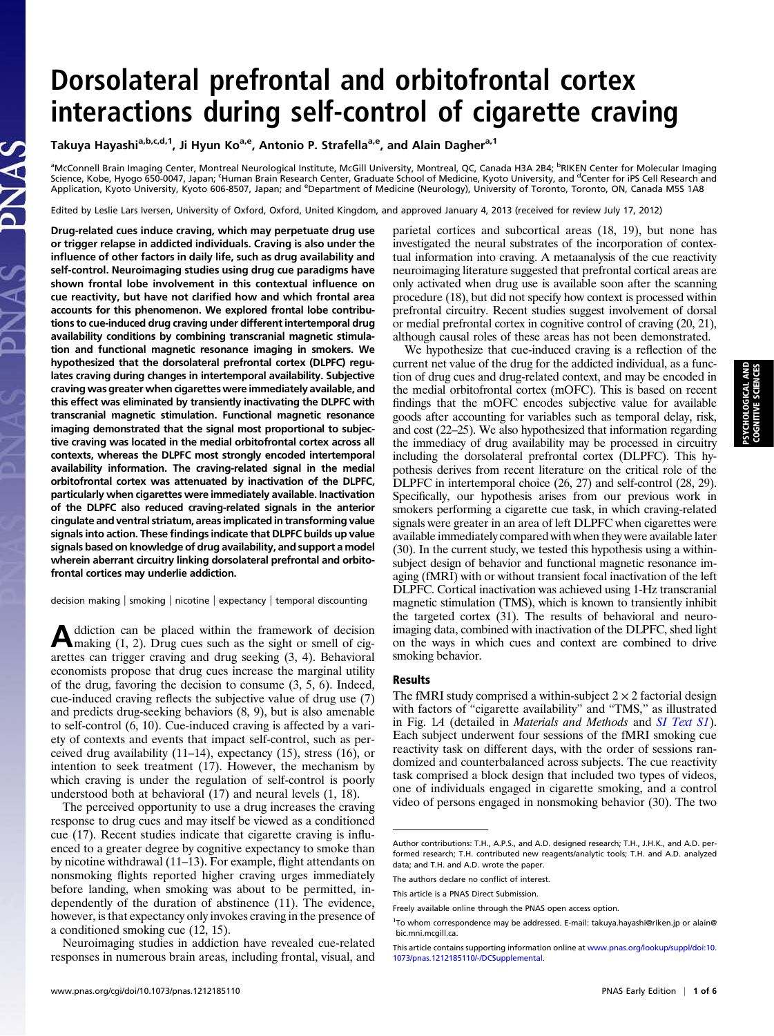# Dorsolateral prefrontal and orbitofrontal cortex interactions during self-control of cigarette craving

Takuya Hayashi[a,b,c,d,1], Ji Hyun Ko[a,e], Antonio P. Strafella[a,e], and Alain Dagher[a,1]

[a]McConnell Brain Imaging Center, Montreal Neurological Institute, McGill University, Montreal, QC, Canada H3A 2B4; [b]RIKEN Center for Molecular Imaging Science, Kobe, Hyogo 650-0047, Japan; [c]Human Brain Research Center, Graduate School of Medicine, Kyoto University, and [d]Center for iPS Cell Research and Application, Kyoto University, Kyoto 606-8507, Japan; and [e]Department of Medicine (Neurology), University of Toronto, Toronto, ON, Canada M5S 1A8

Edited by Leslie Lars Iversen, University of Oxford, Oxford, United Kingdom, and approved January 4, 2013 (received for review July 17, 2012)

**Drug-related cues induce craving, which may perpetuate drug use or trigger relapse in addicted individuals. Craving is also under the influence of other factors in daily life, such as drug availability and self-control. Neuroimaging studies using drug cue paradigms have shown frontal lobe involvement in this contextual influence on cue reactivity, but have not clarified how and which frontal area accounts for this phenomenon. We explored frontal lobe contributions to cue-induced drug craving under different intertemporal drug availability conditions by combining transcranial magnetic stimulation and functional magnetic resonance imaging in smokers. We hypothesized that the dorsolateral prefrontal cortex (DLPFC) regulates craving during changes in intertemporal availability. Subjective craving was greater when cigarettes were immediately available, and this effect was eliminated by transiently inactivating the DLPFC with transcranial magnetic stimulation. Functional magnetic resonance imaging demonstrated that the signal most proportional to subjective craving was located in the medial orbitofrontal cortex across all contexts, whereas the DLPFC most strongly encoded intertemporal availability information. The craving-related signal in the medial orbitofrontal cortex was attenuated by inactivation of the DLPFC, particularly when cigarettes were immediately available. Inactivation of the DLPFC also reduced craving-related signals in the anterior cingulate and ventral striatum, areas implicated in transforming value signals into action. These findings indicate that DLPFC builds up value signals based on knowledge of drug availability, and support a model wherein aberrant circuitry linking dorsolateral prefrontal and orbitofrontal cortices may underlie addiction.**

decision making | smoking | nicotine | expectancy | temporal discounting

Addiction can be placed within the framework of decision making (1, 2). Drug cues such as the sight or smell of cigarettes can trigger craving and drug seeking (3, 4). Behavioral economists propose that drug cues increase the marginal utility of the drug, favoring the decision to consume (3, 5, 6). Indeed, cue-induced craving reflects the subjective value of drug use (7) and predicts drug-seeking behaviors (8, 9), but is also amenable to self-control (6, 10). Cue-induced craving is affected by a variety of contexts and events that impact self-control, such as perceived drug availability (11–14), expectancy (15), stress (16), or intention to seek treatment (17). However, the mechanism by which craving is under the regulation of self-control is poorly understood both at behavioral (17) and neural levels (1, 18).

The perceived opportunity to use a drug increases the craving response to drug cues and may itself be viewed as a conditioned cue (17). Recent studies indicate that cigarette craving is influenced to a greater degree by cognitive expectancy to smoke than by nicotine withdrawal (11–13). For example, flight attendants on nonsmoking flights reported higher craving urges immediately before landing, when smoking was about to be permitted, independently of the duration of abstinence (11). The evidence, however, is that expectancy only invokes craving in the presence of a conditioned smoking cue (12, 15).

Neuroimaging studies in addiction have revealed cue-related responses in numerous brain areas, including frontal, visual, and parietal cortices and subcortical areas (18, 19), but none has investigated the neural substrates of the incorporation of contextual information into craving. A metaanalysis of the cue reactivity neuroimaging literature suggested that prefrontal cortical areas are only activated when drug use is available soon after the scanning procedure (18), but did not specify how context is processed within prefrontal circuitry. Recent studies suggest involvement of dorsal or medial prefrontal cortex in cognitive control of craving (20, 21), although causal roles of these areas has not been demonstrated.

We hypothesize that cue-induced craving is a reflection of the current net value of the drug for the addicted individual, as a function of drug cues and drug-related context, and may be encoded in the medial orbitofrontal cortex (mOFC). This is based on recent findings that the mOFC encodes subjective value for available goods after accounting for variables such as temporal delay, risk, and cost (22–25). We also hypothesized that information regarding the immediacy of drug availability may be processed in circuitry including the dorsolateral prefrontal cortex (DLPFC). This hypothesis derives from recent literature on the critical role of the DLPFC in intertemporal choice (26, 27) and self-control (28, 29). Specifically, our hypothesis arises from our previous work in smokers performing a cigarette cue task, in which craving-related signals were greater in an area of left DLPFC when cigarettes were available immediately compared with when they were available later (30). In the current study, we tested this hypothesis using a within-subject design of behavior and functional magnetic resonance imaging (fMRI) with or without transient focal inactivation of the left DLPFC. Cortical inactivation was achieved using 1-Hz transcranial magnetic stimulation (TMS), which is known to transiently inhibit the targeted cortex (31). The results of behavioral and neuroimaging data, combined with inactivation of the DLPFC, shed light on the ways in which cues and context are combined to drive smoking behavior.

## Results

The fMRI study comprised a within-subject 2 × 2 factorial design with factors of "cigarette availability" and "TMS," as illustrated in Fig. 1*A* (detailed in *Materials and Methods* and *SI Text S1*). Each subject underwent four sessions of the fMRI smoking cue reactivity task on different days, with the order of sessions randomized and counterbalanced across subjects. The cue reactivity task comprised a block design that included two types of videos, one of individuals engaged in cigarette smoking, and a control video of persons engaged in nonsmoking behavior (30). The two

Author contributions: T.H., A.P.S., and A.D. designed research; T.H., J.H.K., and A.D. performed research; T.H. contributed new reagents/analytic tools; T.H. and A.D. analyzed data; and T.H. and A.D. wrote the paper.

The authors declare no conflict of interest.

This article is a PNAS Direct Submission.

Freely available online through the PNAS open access option.

[1]To whom correspondence may be addressed. E-mail: takuya.hayashi@riken.jp or alain@bic.mni.mcgill.ca.

This article contains supporting information online at www.pnas.org/lookup/suppl/doi:10.1073/pnas.1212185110/-/DCSupplemental.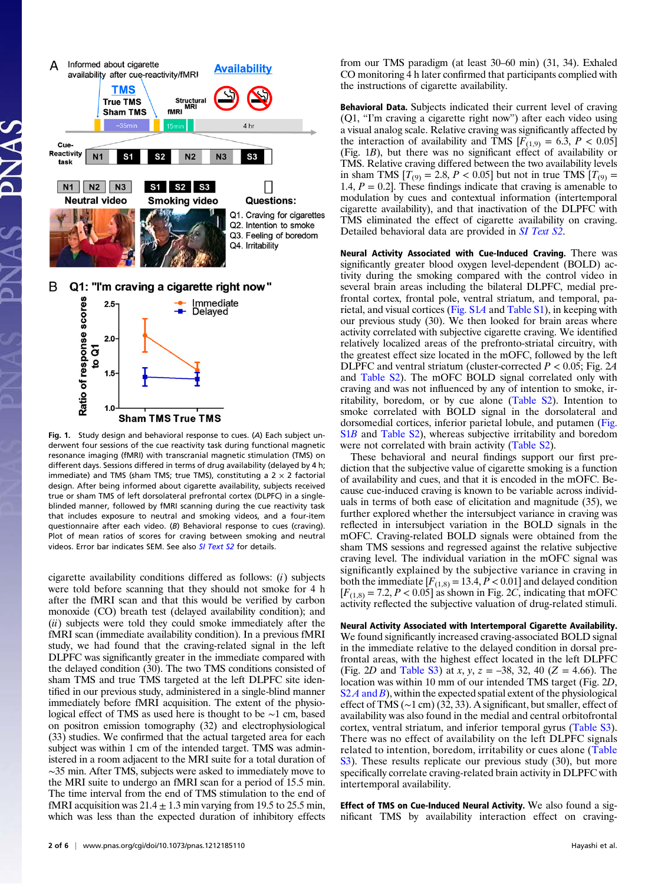**Fig. 1.** Study design and behavioral response to cues. (*A*) Each subject underwent four sessions of the cue reactivity task during functional magnetic resonance imaging (fMRI) with transcranial magnetic stimulation (TMS) on different days. Sessions differed in terms of drug availability (delayed by 4 h; immediate) and TMS (sham TMS; true TMS), constituting a 2 × 2 factorial design. After being informed about cigarette availability, subjects received true or sham TMS of left dorsolateral prefrontal cortex (DLPFC) in a single-blinded manner, followed by fMRI scanning during the cue reactivity task that includes exposure to neutral and smoking videos, and a four-item questionnaire after each video. (*B*) Behavioral response to cues (craving). Plot of mean ratios of scores for craving between smoking and neutral videos. Error bar indicates SEM. See also *SI Text S2* for details.

cigarette availability conditions differed as follows: (*i*) subjects were told before scanning that they should not smoke for 4 h after the fMRI scan and that this would be verified by carbon monoxide (CO) breath test (delayed availability condition); and (*ii*) subjects were told they could smoke immediately after the fMRI scan (immediate availability condition). In a previous fMRI study, we had found that the craving-related signal in the left DLPFC was significantly greater in the immediate compared with the delayed condition (30). The two TMS conditions consisted of sham TMS and true TMS targeted at the left DLPFC site identified in our previous study, administered in a single-blind manner immediately before fMRI acquisition. The extent of the physiological effect of TMS as used here is thought to be ∼1 cm, based on positron emission tomography (32) and electrophysiological (33) studies. We confirmed that the actual targeted area for each subject was within 1 cm of the intended target. TMS was administered in a room adjacent to the MRI suite for a total duration of ∼35 min. After TMS, subjects were asked to immediately move to the MRI suite to undergo an fMRI scan for a period of 15.5 min. The time interval from the end of TMS stimulation to the end of fMRI acquisition was 21.4 ± 1.3 min varying from 19.5 to 25.5 min, which was less than the expected duration of inhibitory effects from our TMS paradigm (at least 30–60 min) (31, 34). Exhaled CO monitoring 4 h later confirmed that participants complied with the instructions of cigarette availability.

**Behavioral Data.** Subjects indicated their current level of craving (Q1, "I'm craving a cigarette right now") after each video using a visual analog scale. Relative craving was significantly affected by the interaction of availability and TMS [$F_{(1,9)} = 6.3$, $P < 0.05$] (Fig. 1*B*), but there was no significant effect of availability or TMS. Relative craving differed between the two availability levels in sham TMS [$T_{(9)} = 2.8$, $P < 0.05$] but not in true TMS [$T_{(9)} = 1.4$, $P = 0.2$]. These findings indicate that craving is amenable to modulation by cues and contextual information (intertemporal cigarette availability), and that inactivation of the DLPFC with TMS eliminated the effect of cigarette availability on craving. Detailed behavioral data are provided in *SI Text S2*.

**Neural Activity Associated with Cue-Induced Craving.** There was significantly greater blood oxygen level-dependent (BOLD) activity during the smoking compared with the control video in several brain areas including the bilateral DLPFC, medial prefrontal cortex, frontal pole, ventral striatum, and temporal, parietal, and visual cortices (Fig. S1*A* and Table S1), in keeping with our previous study (30). We then looked for brain areas where activity correlated with subjective cigarette craving. We identified relatively localized areas of the prefronto-striatal circuitry, with the greatest effect size located in the mOFC, followed by the left DLPFC and ventral striatum (cluster-corrected $P < 0.05$; Fig. 2*A* and Table S2). The mOFC BOLD signal correlated only with craving and was not influenced by any of intention to smoke, irritability, boredom, or by cue alone (Table S2). Intention to smoke correlated with BOLD signal in the dorsolateral and dorsomedial cortices, inferior parietal lobule, and putamen (Fig. S1*B* and Table S2), whereas subjective irritability and boredom were not correlated with brain activity (Table S2).

These behavioral and neural findings support our first prediction that the subjective value of cigarette smoking is a function of availability and cues, and that it is encoded in the mOFC. Because cue-induced craving is known to be variable across individuals in terms of both ease of elicitation and magnitude (35), we further explored whether the intersubject variance in craving was reflected in intersubject variation in the BOLD signals in the mOFC. Craving-related BOLD signals were obtained from the sham TMS sessions and regressed against the relative subjective craving level. The individual variation in the mOFC signal was significantly explained by the subjective variance in craving in both the immediate [$F_{(1,8)} = 13.4$, $P < 0.01$] and delayed condition [$F_{(1,8)} = 7.2$, $P < 0.05$] as shown in Fig. 2*C*, indicating that mOFC activity reflected the subjective valuation of drug-related stimuli.

**Neural Activity Associated with Intertemporal Cigarette Availability.** We found significantly increased craving-associated BOLD signal in the immediate relative to the delayed condition in dorsal prefrontal areas, with the highest effect located in the left DLPFC (Fig. 2*D* and Table S3) at $x$, $y$, $z$ = −38, 32, 40 ($Z$ = 4.66). The location was within 10 mm of our intended TMS target (Fig. 2*D*, S2 *A* and *B*), within the expected spatial extent of the physiological effect of TMS (∼1 cm) (32, 33). A significant, but smaller, effect of availability was also found in the medial and central orbitofrontal cortex, ventral striatum, and inferior temporal gyrus (Table S3). There was no effect of availability on the left DLPFC signals related to intention, boredom, irritability or cues alone (Table S3). These results replicate our previous study (30), but more specifically correlate craving-related brain activity in DLPFC with intertemporal availability.

**Effect of TMS on Cue-Induced Neural Activity.** We also found a significant TMS by availability interaction effect on craving-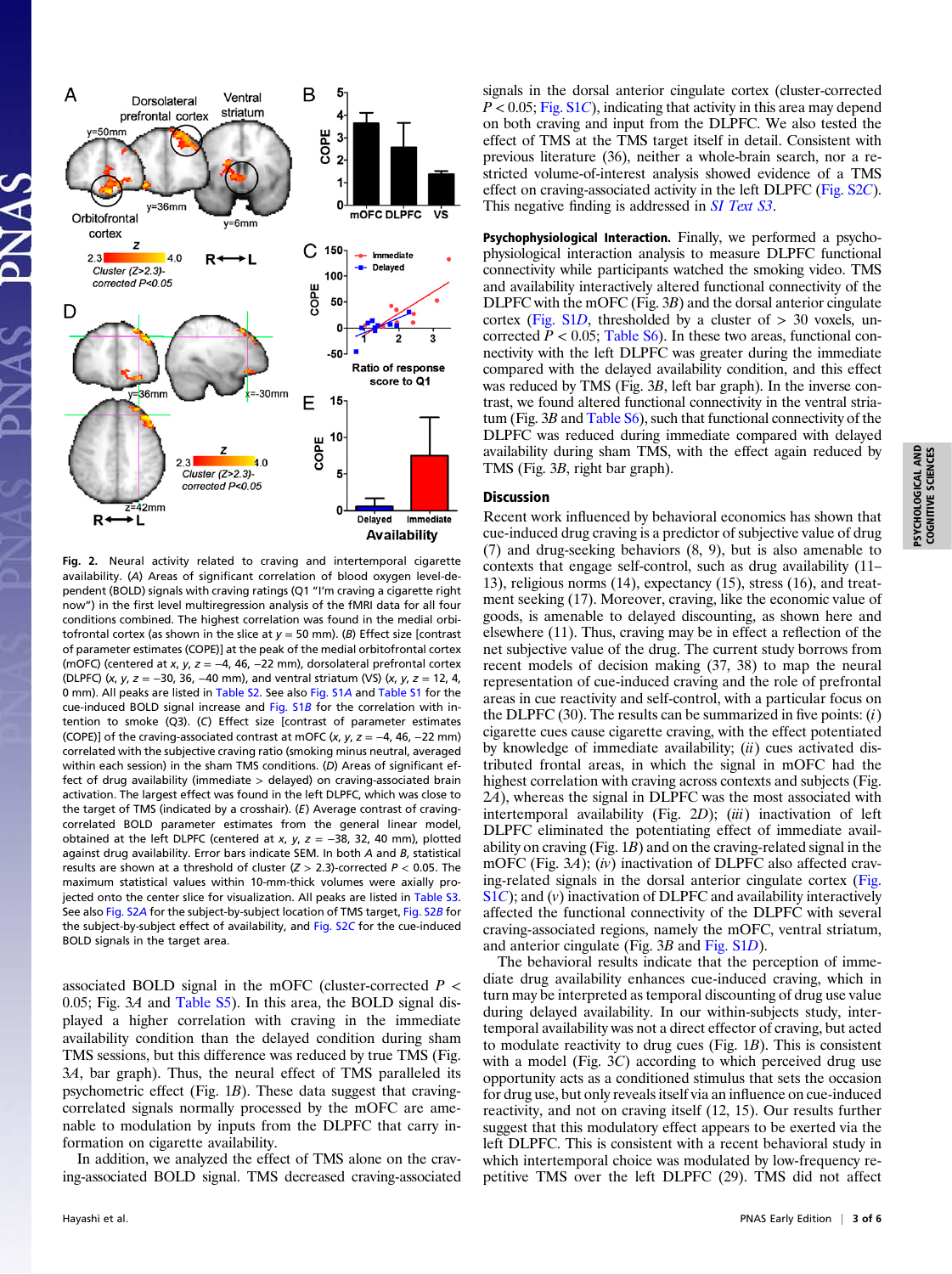Fig. 2. Neural activity related to craving and intertemporal cigarette availability. (*A*) Areas of significant correlation of blood oxygen level-dependent (BOLD) signals with craving ratings (Q1 "I'm craving a cigarette right now") in the first level multiregression analysis of the fMRI data for all four conditions combined. The highest correlation was found in the medial orbitofrontal cortex (as shown in the slice at *y* = 50 mm). (*B*) Effect size [contrast of parameter estimates (COPE)] at the peak of the medial orbitofrontal cortex (mOFC) (centered at *x*, *y*, *z* = −4, 46, −22 mm), dorsolateral prefrontal cortex (DLPFC) (*x*, *y*, *z* = −30, 36, −40 mm), and ventral striatum (VS) (*x*, *y*, *z* = 12, 4, 0 mm). All peaks are listed in Table S2. See also Fig. S1*A* and Table S1 for the cue-induced BOLD signal increase and Fig. S1*B* for the correlation with intention to smoke (Q3). (*C*) Effect size [contrast of parameter estimates (COPE)] of the craving-associated contrast at mOFC (*x*, *y*, *z* = −4, 46, −22 mm) correlated with the subjective craving ratio (smoking minus neutral, averaged within each session) in the sham TMS conditions. (*D*) Areas of significant effect of drug availability (immediate > delayed) on craving-associated brain activation. The largest effect was found in the left DLPFC, which was close to the target of TMS (indicated by a crosshair). (*E*) Average contrast of craving-correlated BOLD parameter estimates from the general linear model, obtained at the left DLPFC (centered at *x*, *y*, *z* = −38, 32, 40 mm), plotted against drug availability. Error bars indicate SEM. In both *A* and *B*, statistical results are shown at a threshold of cluster (*Z* > 2.3)-corrected $P < 0.05$. The maximum statistical values within 10-mm-thick volumes were axially projected onto the center slice for visualization. All peaks are listed in Table S3. See also Fig. S2*A* for the subject-by-subject location of TMS target, Fig. S2*B* for the subject-by-subject effect of availability, and Fig. S2*C* for the cue-induced BOLD signals in the target area.

associated BOLD signal in the mOFC (cluster-corrected $P < 0.05$; Fig. 3*A* and Table S5). In this area, the BOLD signal displayed a higher correlation with craving in the immediate availability condition than the delayed condition during sham TMS sessions, but this difference was reduced by true TMS (Fig. 3*A*, bar graph). Thus, the neural effect of TMS paralleled its psychometric effect (Fig. 1*B*). These data suggest that craving-correlated signals normally processed by the mOFC are amenable to modulation by inputs from the DLPFC that carry information on cigarette availability.

In addition, we analyzed the effect of TMS alone on the craving-associated BOLD signal. TMS decreased craving-associated signals in the dorsal anterior cingulate cortex (cluster-corrected $P < 0.05$; Fig. S1*C*), indicating that activity in this area may depend on both craving and input from the DLPFC. We also tested the effect of TMS at the TMS target itself in detail. Consistent with previous literature (36), neither a whole-brain search, nor a restricted volume-of-interest analysis showed evidence of a TMS effect on craving-associated activity in the left DLPFC (Fig. S2*C*). This negative finding is addressed in *SI Text S3*.

**Psychophysiological Interaction.** Finally, we performed a psychophysiological interaction analysis to measure DLPFC functional connectivity while participants watched the smoking video. TMS and availability interactively altered functional connectivity of the DLPFC with the mOFC (Fig. 3*B*) and the dorsal anterior cingulate cortex (Fig. S1*D*, thresholded by a cluster of > 30 voxels, uncorrected $P < 0.05$; Table S6). In these two areas, functional connectivity with the left DLPFC was greater during the immediate compared with the delayed availability condition, and this effect was reduced by TMS (Fig. 3*B*, left bar graph). In the inverse contrast, we found altered functional connectivity in the ventral striatum (Fig. 3*B* and Table S6), such that functional connectivity of the DLPFC was reduced during immediate compared with delayed availability during sham TMS, with the effect again reduced by TMS (Fig. 3*B*, right bar graph).

## Discussion

Recent work influenced by behavioral economics has shown that cue-induced drug craving is a predictor of subjective value of drug (7) and drug-seeking behaviors (8, 9), but is also amenable to contexts that engage self-control, such as drug availability (11–13), religious norms (14), expectancy (15), stress (16), and treatment seeking (17). Moreover, craving, like the economic value of goods, is amenable to delayed discounting, as shown here and elsewhere (11). Thus, craving may be in effect a reflection of the net subjective value of the drug. The current study borrows from recent models of decision making (37, 38) to map the neural representation of cue-induced craving and the role of prefrontal areas in cue reactivity and self-control, with a particular focus on the DLPFC (30). The results can be summarized in five points: (*i*) cigarette cues cause cigarette craving, with the effect potentiated by knowledge of immediate availability; (*ii*) cues activated distributed frontal areas, in which the signal in mOFC had the highest correlation with craving across contexts and subjects (Fig. 2*A*), whereas the signal in DLPFC was the most associated with intertemporal availability (Fig. 2*D*); (*iii*) inactivation of left DLPFC eliminated the potentiating effect of immediate availability on craving (Fig. 1*B*) and on the craving-related signal in the mOFC (Fig. 3*A*); (*iv*) inactivation of DLPFC also affected craving-related signals in the dorsal anterior cingulate cortex (Fig. S1*C*); and (*v*) inactivation of DLPFC and availability interactively affected the functional connectivity of the DLPFC with several craving-associated regions, namely the mOFC, ventral striatum, and anterior cingulate (Fig. 3*B* and Fig. S1*D*).

The behavioral results indicate that the perception of immediate drug availability enhances cue-induced craving, which in turn may be interpreted as temporal discounting of drug use value during delayed availability. In our within-subjects study, intertemporal availability was not a direct effector of craving, but acted to modulate reactivity to drug cues (Fig. 1*B*). This is consistent with a model (Fig. 3*C*) according to which perceived drug use opportunity acts as a conditioned stimulus that sets the occasion for drug use, but only reveals itself via an influence on cue-induced reactivity, and not on craving itself (12, 15). Our results further suggest that this modulatory effect appears to be exerted via the left DLPFC. This is consistent with a recent behavioral study in which intertemporal choice was modulated by low-frequency repetitive TMS over the left DLPFC (29). TMS did not affect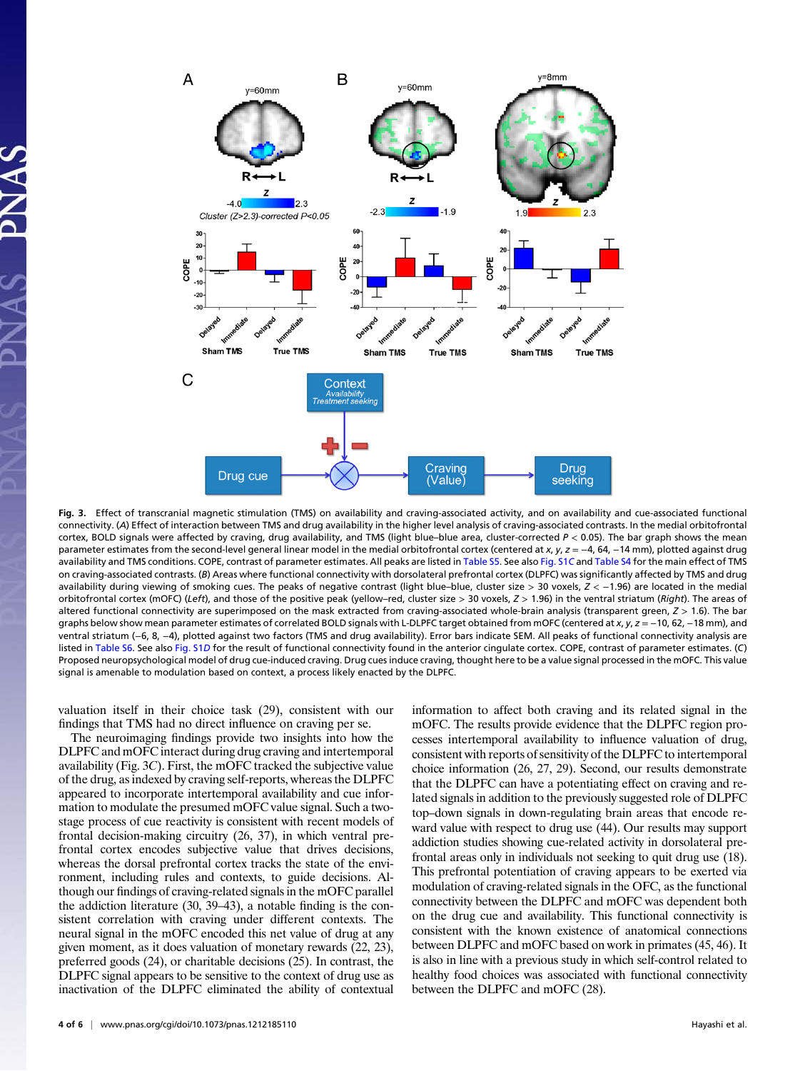**Fig. 3.** Effect of transcranial magnetic stimulation (TMS) on availability and craving-associated activity, and on availability and cue-associated functional connectivity. (*A*) Effect of interaction between TMS and drug availability in the higher level analysis of craving-associated contrasts. In the medial orbitofrontal cortex, BOLD signals were affected by craving, drug availability, and TMS (light blue–blue area, cluster-corrected $P < 0.05$). The bar graph shows the mean parameter estimates from the second-level general linear model in the medial orbitofrontal cortex (centered at $x, y, z = -4, 64, -14$ mm), plotted against drug availability and TMS conditions. COPE, contrast of parameter estimates. All peaks are listed in Table S5. See also Fig. S1*C* and Table S4 for the main effect of TMS on craving-associated contrasts. (*B*) Areas where functional connectivity with dorsolateral prefrontal cortex (DLPFC) was significantly affected by TMS and drug availability during viewing of smoking cues. The peaks of negative contrast (light blue–blue, cluster size > 30 voxels, $Z < -1.96$) are located in the medial orbitofrontal cortex (mOFC) (*Left*), and those of the positive peak (yellow–red, cluster size > 30 voxels, $Z > 1.96$) in the ventral striatum (*Right*). The areas of altered functional connectivity are superimposed on the mask extracted from craving-associated whole-brain analysis (transparent green, $Z > 1.6$). The bar graphs below show mean parameter estimates of correlated BOLD signals with L-DLPFC target obtained from mOFC (centered at $x, y, z = -10, 62, -18$ mm), and ventral striatum ($-6, 8, -4$), plotted against two factors (TMS and drug availability). Error bars indicate SEM. All peaks of functional connectivity analysis are listed in Table S6. See also Fig. S1*D* for the result of functional connectivity found in the anterior cingulate cortex. COPE, contrast of parameter estimates. (*C*) Proposed neuropsychological model of drug cue-induced craving. Drug cues induce craving, thought here to be a value signal processed in the mOFC. This value signal is amenable to modulation based on context, a process likely enacted by the DLPFC.

valuation itself in their choice task (29), consistent with our findings that TMS had no direct influence on craving per se.

The neuroimaging findings provide two insights into how the DLPFC and mOFC interact during drug craving and intertemporal availability (Fig. 3*C*). First, the mOFC tracked the subjective value of the drug, as indexed by craving self-reports, whereas the DLPFC appeared to incorporate intertemporal availability and cue information to modulate the presumed mOFC value signal. Such a two-stage process of cue reactivity is consistent with recent models of frontal decision-making circuitry (26, 37), in which ventral prefrontal cortex encodes subjective value that drives decisions, whereas the dorsal prefrontal cortex tracks the state of the environment, including rules and contexts, to guide decisions. Although our findings of craving-related signals in the mOFC parallel the addiction literature (30, 39–43), a notable finding is the consistent correlation with craving under different contexts. The neural signal in the mOFC encoded this net value of drug at any given moment, as it does valuation of monetary rewards (22, 23), preferred goods (24), or charitable decisions (25). In contrast, the DLPFC signal appears to be sensitive to the context of drug use as inactivation of the DLPFC eliminated the ability of contextual information to affect both craving and its related signal in the mOFC. The results provide evidence that the DLPFC region processes intertemporal availability to influence valuation of drug, consistent with reports of sensitivity of the DLPFC to intertemporal choice information (26, 27, 29). Second, our results demonstrate that the DLPFC can have a potentiating effect on craving and related signals in addition to the previously suggested role of DLPFC top–down signals in down-regulating brain areas that encode reward value with respect to drug use (44). Our results may support addiction studies showing cue-related activity in dorsolateral prefrontal areas only in individuals not seeking to quit drug use (18). This prefrontal potentiation of craving appears to be exerted via modulation of craving-related signals in the OFC, as the functional connectivity between the DLPFC and mOFC was dependent both on the drug cue and availability. This functional connectivity is consistent with the known existence of anatomical connections between DLPFC and mOFC based on work in primates (45, 46). It is also in line with a previous study in which self-control related to healthy food choices was associated with functional connectivity between the DLPFC and mOFC (28).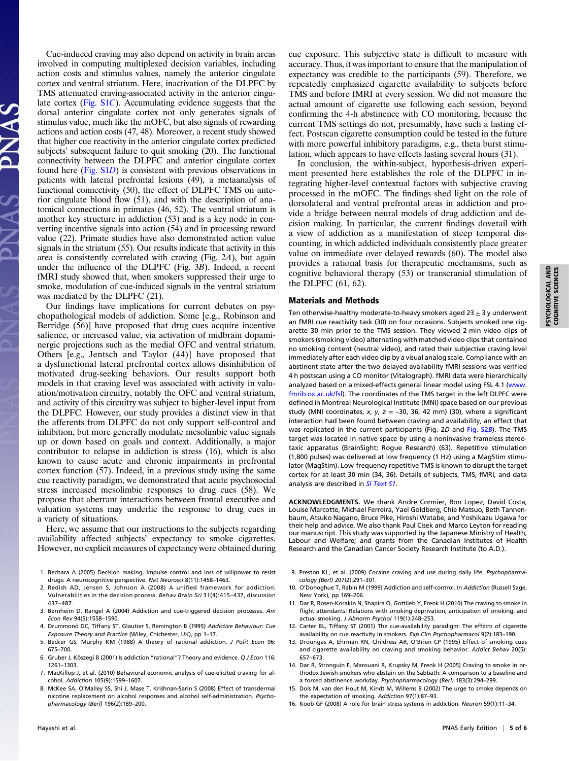Cue-induced craving may also depend on activity in brain areas involved in computing multiplexed decision variables, including action costs and stimulus values, namely the anterior cingulate cortex and ventral striatum. Here, inactivation of the DLPFC by TMS attenuated craving-associated activity in the anterior cingulate cortex (Fig. S1*C*). Accumulating evidence suggests that the dorsal anterior cingulate cortex not only generates signals of stimulus value, much like the mOFC, but also signals of rewarding actions and action costs (47, 48). Moreover, a recent study showed that higher cue reactivity in the anterior cingulate cortex predicted subjects' subsequent failure to quit smoking (20). The functional connectivity between the DLPFC and anterior cingulate cortex found here (Fig. S1*D*) is consistent with previous observations in patients with lateral prefrontal lesions (49), a metaanalysis of functional connectivity (50), the effect of DLPFC TMS on anterior cingulate blood flow (51), and with the description of anatomical connections in primates (46, 52). The ventral striatum is another key structure in addiction (53) and is a key node in converting incentive signals into action (54) and in processing reward value (22). Primate studies have also demonstrated action value signals in the striatum (55). Our results indicate that activity in this area is consistently correlated with craving (Fig. 2*A*), but again under the influence of the DLPFC (Fig. 3*B*). Indeed, a recent fMRI study showed that, when smokers suppressed their urge to smoke, modulation of cue-induced signals in the ventral striatum was mediated by the DLPFC (21).

Our findings have implications for current debates on psychopathological models of addiction. Some [e.g., Robinson and Berridge (56)] have proposed that drug cues acquire incentive salience, or increased value, via activation of midbrain dopaminergic projections such as the medial OFC and ventral striatum. Others [e.g., Jentsch and Taylor (44)] have proposed that a dysfunctional lateral prefrontal cortex allows disinhibition of motivated drug-seeking behaviors. Our results support both models in that craving level was associated with activity in valuation/motivation circuitry, notably the OFC and ventral striatum, and activity of this circuitry was subject to higher-level input from the DLPFC. However, our study provides a distinct view in that the afferents from DLPFC do not only support self-control and inhibition, but more generally modulate mesolimbic value signals up or down based on goals and context. Additionally, a major contributor to relapse in addiction is stress (16), which is also known to cause acute and chronic impairments in prefrontal cortex function (57). Indeed, in a previous study using the same cue reactivity paradigm, we demonstrated that acute psychosocial stress increased mesolimbic responses to drug cues (58). We propose that aberrant interactions between frontal executive and valuation systems may underlie the response to drug cues in a variety of situations.

Here, we assume that our instructions to the subjects regarding availability affected subjects' expectancy to smoke cigarettes. However, no explicit measures of expectancy were obtained during cue exposure. This subjective state is difficult to measure with accuracy. Thus, it was important to ensure that the manipulation of expectancy was credible to the participants (59). Therefore, we repeatedly emphasized cigarette availability to subjects before TMS and before fMRI at every session. We did not measure the actual amount of cigarette use following each session, beyond confirming the 4-h abstinence with CO monitoring, because the current TMS settings do not, presumably, have such a lasting effect. Postscan cigarette consumption could be tested in the future with more powerful inhibitory paradigms, e.g., theta burst stimulation, which appears to have effects lasting several hours (31).

In conclusion, the within-subject, hypothesis-driven experiment presented here establishes the role of the DLPFC in integrating higher-level contextual factors with subjective craving processed in the mOFC. The findings shed light on the role of dorsolateral and ventral prefrontal areas in addiction and provide a bridge between neural models of drug addiction and decision making. In particular, the current findings dovetail with a view of addiction as a manifestation of steep temporal discounting, in which addicted individuals consistently place greater value on immediate over delayed rewards (60). The model also provides a rational basis for therapeutic mechanisms, such as cognitive behavioral therapy (53) or transcranial stimulation of the DLPFC (61, 62).

## Materials and Methods

Ten otherwise-healthy moderate-to-heavy smokers aged 23 ± 3 y underwent an fMRI cue reactivity task (30) on four occasions. Subjects smoked one cigarette 30 min prior to the TMS session. They viewed 2-min video clips of smokers (smoking video) alternating with matched video clips that contained no smoking content (neutral video), and rated their subjective craving level immediately after each video clip by a visual analog scale. Compliance with an abstinent state after the two delayed availability fMRI sessions was verified 4 h postscan using a CO monitor (Vitalograph). fMRI data were hierarchically analyzed based on a mixed-effects general linear model using FSL 4.1 (www.fmrib.ox.ac.uk/fsl). The coordinates of the TMS target in the left DLPFC were defined in Montreal Neurological Institute (MNI) space based on our previous study (MNI coordinates, *x*, *y*, *z* = −30, 36, 42 mm) (30), where a significant interaction had been found between craving and availability, an effect that was replicated in the current participants (Fig. 2*D* and Fig. S2*B*). The TMS target was located in native space by using a noninvasive frameless stereotaxic apparatus (BrainSight; Rogue Research) (63). Repetitive stimulation (1,800 pulses) was delivered at low frequency (1 Hz) using a MagStim stimulator (MagStim). Low-frequency repetitive TMS is known to disrupt the target cortex for at least 30 min (34, 36). Details of subjects, TMS, fMRI, and data analysis are described in *SI Text S1*.

**ACKNOWLEDGMENTS.** We thank Andre Cormier, Ron Lopez, David Costa, Louise Marcotte, Michael Ferreira, Yael Goldberg, Chie Matsuo, Beth Tannenbaum, Atsuko Nagano, Bruce Pike, Hiroshi Watabe, and Yoshikazu Ugawa for their help and advice. We also thank Paul Cisek and Marco Leyton for reading our manuscript. This study was supported by the Japanese Ministry of Health, Labour and Welfare; and grants from the Canadian Institutes of Health Research and the Canadian Cancer Society Research Institute (to A.D.).

1. Bechara A (2005) Decision making, impulse control and loss of willpower to resist drugs: A neurocognitive perspective. *Nat Neurosci* 8(11):1458–1463.
2. Redish AD, Jensen S, Johnson A (2008) A unified framework for addiction: Vulnerabilities in the decision process. *Behav Brain Sci* 31(4):415–437, discussion 437–487.
3. Bernheim D, Rangel A (2004) Addiction and cue-triggered decision processes. *Am Econ Rev* 94(5):1558–1590.
4. Drummond DC, Tiffany ST, Glautier S, Remington B (1995) *Addictive Behaviour: Cue Exposure Theory and Practice* (Wiley, Chichester, UK), pp 1–17.
5. Becker GS, Murphy KM (1988) A theory of rational addiction. *J Polit Econ* 96: 675–700.
6. Gruber J, Kőszegi B (2001) Is addiction "rational"? Theory and evidence. *Q J Econ* 116: 1261–1303.
7. MacKillop J, et al. (2010) Behavioral economic analysis of cue-elicited craving for alcohol. *Addiction* 105(9):1599–1607.
8. McKee SA, O'Malley SS, Shi J, Mase T, Krishnan-Sarin S (2008) Effect of transdermal nicotine replacement on alcohol responses and alcohol self-administration. *Psychopharmacology (Berl)* 196(2):189–200.
9. Preston KL, et al. (2009) Cocaine craving and use during daily life. *Psychopharmacology (Berl)* 207(2):291–301.
10. O'Donoghue T, Rabin M (1999) Addiction and self-control. In *Addiction* (Russell Sage, New York), pp 169–206.
11. Dar R, Rosen-Korakin N, Shapira O, Gottlieb Y, Frenk H (2010) The craving to smoke in flight attendants: Relations with smoking deprivation, anticipation of smoking, and actual smoking. *J Abnorm Psychol* 119(1):248–253.
12. Carter BL, Tiffany ST (2001) The cue-availability paradigm: The effects of cigarette availability on cue reactivity in smokers. *Exp Clin Psychopharmacol* 9(2):183–190.
13. Droungas A, Ehrman RN, Childress AR, O'Brien CP (1995) Effect of smoking cues and cigarette availability on craving and smoking behavior. *Addict Behav* 20(5): 657–673.
14. Dar R, Stronguin F, Marouani R, Krupsky M, Frenk H (2005) Craving to smoke in orthodox Jewish smokers who abstain on the Sabbath: A comparison to a baseline and a forced abstinence workday. *Psychopharmacology (Berl)* 183(3):294–299.
15. Dols M, van den Hout M, Kindt M, Willems B (2002) The urge to smoke depends on the expectation of smoking. *Addiction* 97(1):87–93.
16. Koob GF (2008) A role for brain stress systems in addiction. *Neuron* 59(1):11–34.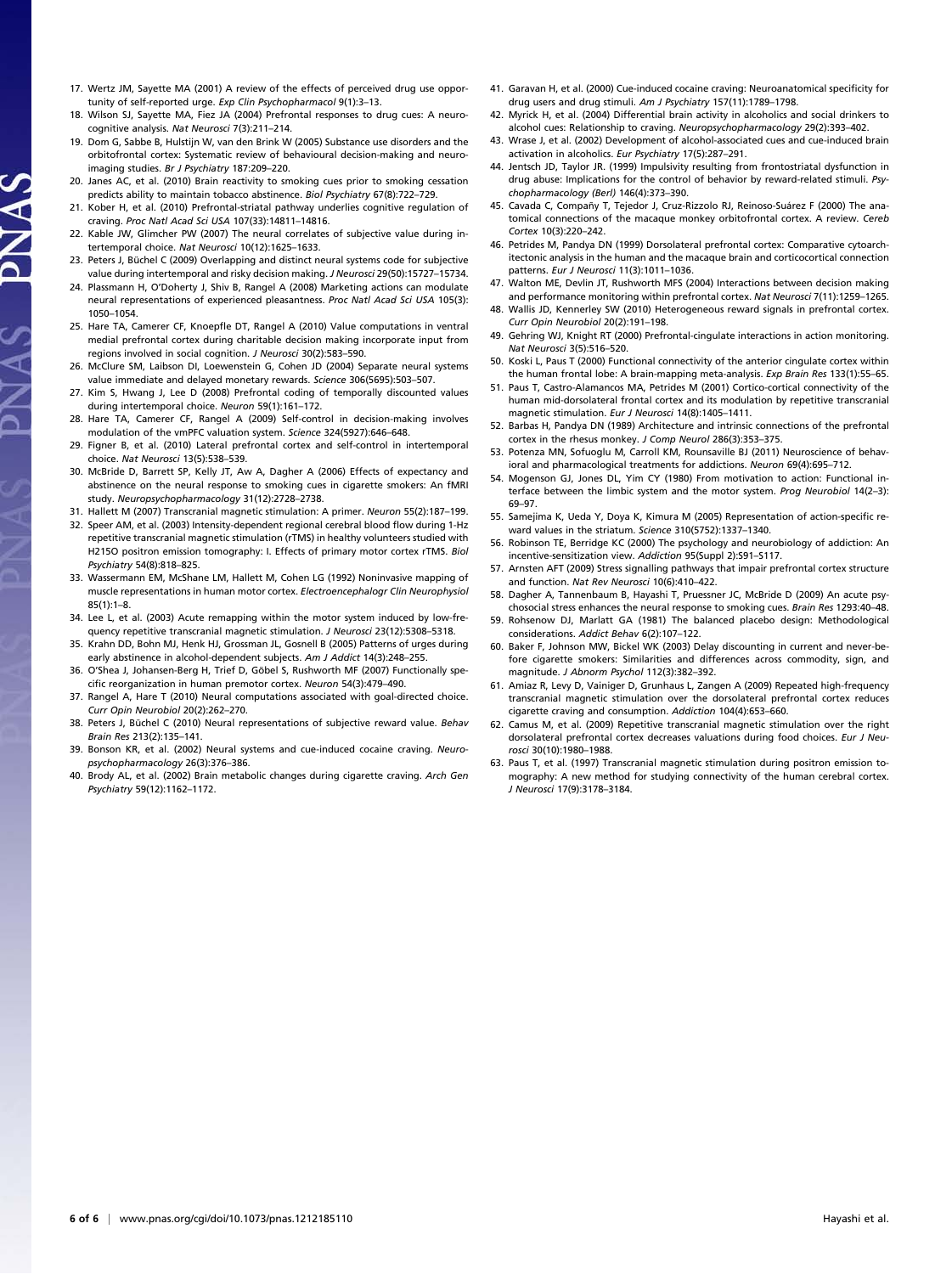17. Wertz JM, Sayette MA (2001) A review of the effects of perceived drug use opportunity of self-reported urge. *Exp Clin Psychopharmacol* 9(1):3–13.
18. Wilson SJ, Sayette MA, Fiez JA (2004) Prefrontal responses to drug cues: A neurocognitive analysis. *Nat Neurosci* 7(3):211–214.
19. Dom G, Sabbe B, Hulstijn W, van den Brink W (2005) Substance use disorders and the orbitofrontal cortex: Systematic review of behavioural decision-making and neuroimaging studies. *Br J Psychiatry* 187:209–220.
20. Janes AC, et al. (2010) Brain reactivity to smoking cues prior to smoking cessation predicts ability to maintain tobacco abstinence. *Biol Psychiatry* 67(8):722–729.
21. Kober H, et al. (2010) Prefrontal-striatal pathway underlies cognitive regulation of craving. *Proc Natl Acad Sci USA* 107(33):14811–14816.
22. Kable JW, Glimcher PW (2007) The neural correlates of subjective value during intertemporal choice. *Nat Neurosci* 10(12):1625–1633.
23. Peters J, Büchel C (2009) Overlapping and distinct neural systems code for subjective value during intertemporal and risky decision making. *J Neurosci* 29(50):15727–15734.
24. Plassmann H, O'Doherty J, Shiv B, Rangel A (2008) Marketing actions can modulate neural representations of experienced pleasantness. *Proc Natl Acad Sci USA* 105(3):1050–1054.
25. Hare TA, Camerer CF, Knoepfle DT, Rangel A (2010) Value computations in ventral medial prefrontal cortex during charitable decision making incorporate input from regions involved in social cognition. *J Neurosci* 30(2):583–590.
26. McClure SM, Laibson DI, Loewenstein G, Cohen JD (2004) Separate neural systems value immediate and delayed monetary rewards. *Science* 306(5695):503–507.
27. Kim S, Hwang J, Lee D (2008) Prefrontal coding of temporally discounted values during intertemporal choice. *Neuron* 59(1):161–172.
28. Hare TA, Camerer CF, Rangel A (2009) Self-control in decision-making involves modulation of the vmPFC valuation system. *Science* 324(5927):646–648.
29. Figner B, et al. (2010) Lateral prefrontal cortex and self-control in intertemporal choice. *Nat Neurosci* 13(5):538–539.
30. McBride D, Barrett SP, Kelly JT, Aw A, Dagher A (2006) Effects of expectancy and abstinence on the neural response to smoking cues in cigarette smokers: An fMRI study. *Neuropsychopharmacology* 31(12):2728–2738.
31. Hallett M (2007) Transcranial magnetic stimulation: A primer. *Neuron* 55(2):187–199.
32. Speer AM, et al. (2003) Intensity-dependent regional cerebral blood flow during 1-Hz repetitive transcranial magnetic stimulation (rTMS) in healthy volunteers studied with H215O positron emission tomography: I. Effects of primary motor cortex rTMS. *Biol Psychiatry* 54(8):818–825.
33. Wassermann EM, McShane LM, Hallett M, Cohen LG (1992) Noninvasive mapping of muscle representations in human motor cortex. *Electroencephalogr Clin Neurophysiol* 85(1):1–8.
34. Lee L, et al. (2003) Acute remapping within the motor system induced by low-frequency repetitive transcranial magnetic stimulation. *J Neurosci* 23(12):5308–5318.
35. Krahn DD, Bohn MJ, Henk HJ, Grossman JL, Gosnell B (2005) Patterns of urges during early abstinence in alcohol-dependent subjects. *Am J Addict* 14(3):248–255.
36. O'Shea J, Johansen-Berg H, Trief D, Göbel S, Rushworth MF (2007) Functionally specific reorganization in human premotor cortex. *Neuron* 54(3):479–490.
37. Rangel A, Hare T (2010) Neural computations associated with goal-directed choice. *Curr Opin Neurobiol* 20(2):262–270.
38. Peters J, Büchel C (2010) Neural representations of subjective reward value. *Behav Brain Res* 213(2):135–141.
39. Bonson KR, et al. (2002) Neural systems and cue-induced cocaine craving. *Neuropsychopharmacology* 26(3):376–386.
40. Brody AL, et al. (2002) Brain metabolic changes during cigarette craving. *Arch Gen Psychiatry* 59(12):1162–1172.
41. Garavan H, et al. (2000) Cue-induced cocaine craving: Neuroanatomical specificity for drug users and drug stimuli. *Am J Psychiatry* 157(11):1789–1798.
42. Myrick H, et al. (2004) Differential brain activity in alcoholics and social drinkers to alcohol cues: Relationship to craving. *Neuropsychopharmacology* 29(2):393–402.
43. Wrase J, et al. (2002) Development of alcohol-associated cues and cue-induced brain activation in alcoholics. *Eur Psychiatry* 17(5):287–291.
44. Jentsch JD, Taylor JR. (1999) Impulsivity resulting from frontostriatal dysfunction in drug abuse: Implications for the control of behavior by reward-related stimuli. *Psychopharmacology (Berl)* 146(4):373–390.
45. Cavada C, Compañy T, Tejedor J, Cruz-Rizzolo RJ, Reinoso-Suárez F (2000) The anatomical connections of the macaque monkey orbitofrontal cortex. A review. *Cereb Cortex* 10(3):220–242.
46. Petrides M, Pandya DN (1999) Dorsolateral prefrontal cortex: Comparative cytoarchitectonic analysis in the human and the macaque brain and corticocortical connection patterns. *Eur J Neurosci* 11(3):1011–1036.
47. Walton ME, Devlin JT, Rushworth MFS (2004) Interactions between decision making and performance monitoring within prefrontal cortex. *Nat Neurosci* 7(11):1259–1265.
48. Wallis JD, Kennerley SW (2010) Heterogeneous reward signals in prefrontal cortex. *Curr Opin Neurobiol* 20(2):191–198.
49. Gehring WJ, Knight RT (2000) Prefrontal-cingulate interactions in action monitoring. *Nat Neurosci* 3(5):516–520.
50. Koski L, Paus T (2000) Functional connectivity of the anterior cingulate cortex within the human frontal lobe: A brain-mapping meta-analysis. *Exp Brain Res* 133(1):55–65.
51. Paus T, Castro-Alamancos MA, Petrides M (2001) Cortico-cortical connectivity of the human mid-dorsolateral frontal cortex and its modulation by repetitive transcranial magnetic stimulation. *Eur J Neurosci* 14(8):1405–1411.
52. Barbas H, Pandya DN (1989) Architecture and intrinsic connections of the prefrontal cortex in the rhesus monkey. *J Comp Neurol* 286(3):353–375.
53. Potenza MN, Sofuoglu M, Carroll KM, Rounsaville BJ (2011) Neuroscience of behavioral and pharmacological treatments for addictions. *Neuron* 69(4):695–712.
54. Mogenson GJ, Jones DL, Yim CY (1980) From motivation to action: Functional interface between the limbic system and the motor system. *Prog Neurobiol* 14(2–3):69–97.
55. Samejima K, Ueda Y, Doya K, Kimura M (2005) Representation of action-specific reward values in the striatum. *Science* 310(5752):1337–1340.
56. Robinson TE, Berridge KC (2000) The psychology and neurobiology of addiction: An incentive-sensitization view. *Addiction* 95(Suppl 2):S91–S117.
57. Arnsten AFT (2009) Stress signalling pathways that impair prefrontal cortex structure and function. *Nat Rev Neurosci* 10(6):410–422.
58. Dagher A, Tannenbaum B, Hayashi T, Pruessner JC, McBride D (2009) An acute psychosocial stress enhances the neural response to smoking cues. *Brain Res* 1293:40–48.
59. Rohsenow DJ, Marlatt GA (1981) The balanced placebo design: Methodological considerations. *Addict Behav* 6(2):107–122.
60. Baker F, Johnson MW, Bickel WK (2003) Delay discounting in current and never-before cigarette smokers: Similarities and differences across commodity, sign, and magnitude. *J Abnorm Psychol* 112(3):382–392.
61. Amiaz R, Levy D, Vainiger D, Grunhaus L, Zangen A (2009) Repeated high-frequency transcranial magnetic stimulation over the dorsolateral prefrontal cortex reduces cigarette craving and consumption. *Addiction* 104(4):653–660.
62. Camus M, et al. (2009) Repetitive transcranial magnetic stimulation over the right dorsolateral prefrontal cortex decreases valuations during food choices. *Eur J Neurosci* 30(10):1980–1988.
63. Paus T, et al. (1997) Transcranial magnetic stimulation during positron emission tomography: A new method for studying connectivity of the human cerebral cortex. *J Neurosci* 17(9):3178–3184.